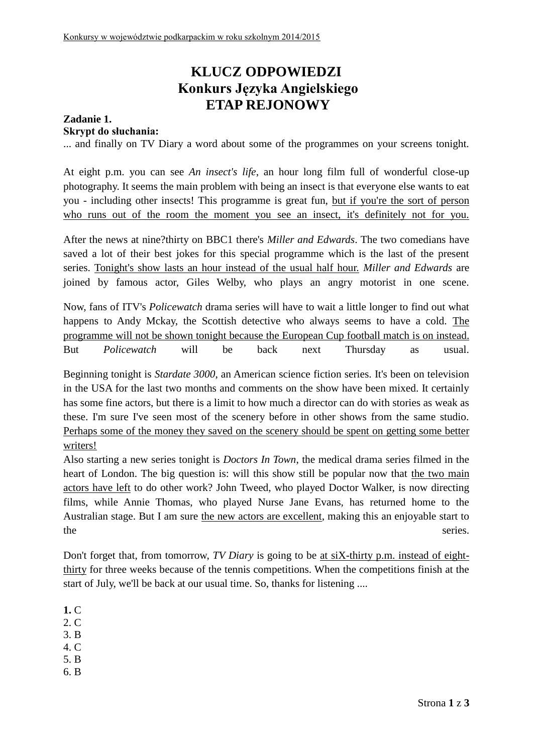# KLUCZ ODPOWIEDZI
# Konkurs Języka Angielskiego
# ETAP REJONOWY

**Zadanie 1.**

**Skrypt do słuchania:**

... and finally on TV Diary a word about some of the programmes on your screens tonight.

At eight p.m. you can see *An insect's life*, an hour long film full of wonderful close-up photography. It seems the main problem with being an insect is that everyone else wants to eat you - including other insects! This programme is great fun, <u>but if you're the sort of person who runs out of the room the moment you see an insect, it's definitely not for you.</u>

After the news at nine?thirty on BBC1 there's *Miller and Edwards*. The two comedians have saved a lot of their best jokes for this special programme which is the last of the present series. <u>Tonight's show lasts an hour instead of the usual half hour.</u> *Miller and Edwards* are joined by famous actor, Giles Welby, who plays an angry motorist in one scene.

Now, fans of ITV's *Policewatch* drama series will have to wait a little longer to find out what happens to Andy Mckay, the Scottish detective who always seems to have a cold. <u>The programme will not be shown tonight because the European Cup football match is on instead.</u> But *Policewatch* will be back next Thursday as usual.

Beginning tonight is *Stardate 3000*, an American science fiction series. It's been on television in the USA for the last two months and comments on the show have been mixed. It certainly has some fine actors, but there is a limit to how much a director can do with stories as weak as these. I'm sure I've seen most of the scenery before in other shows from the same studio. <u>Perhaps some of the money they saved on the scenery should be spent on getting some better writers!</u>

Also starting a new series tonight is *Doctors In Town*, the medical drama series filmed in the heart of London. The big question is: will this show still be popular now that <u>the two main actors have left</u> to do other work? John Tweed, who played Doctor Walker, is now directing films, while Annie Thomas, who played Nurse Jane Evans, has returned home to the Australian stage. But I am sure <u>the new actors are excellent</u>, making this an enjoyable start to the series.

Don't forget that, from tomorrow, *TV Diary* is going to be <u>at siX-thirty p.m. instead of eight-thirty</u> for three weeks because of the tennis competitions. When the competitions finish at the start of July, we'll be back at our usual time. So, thanks for listening ....

**1.** C
2. C
3. B
4. C
5. B
6. B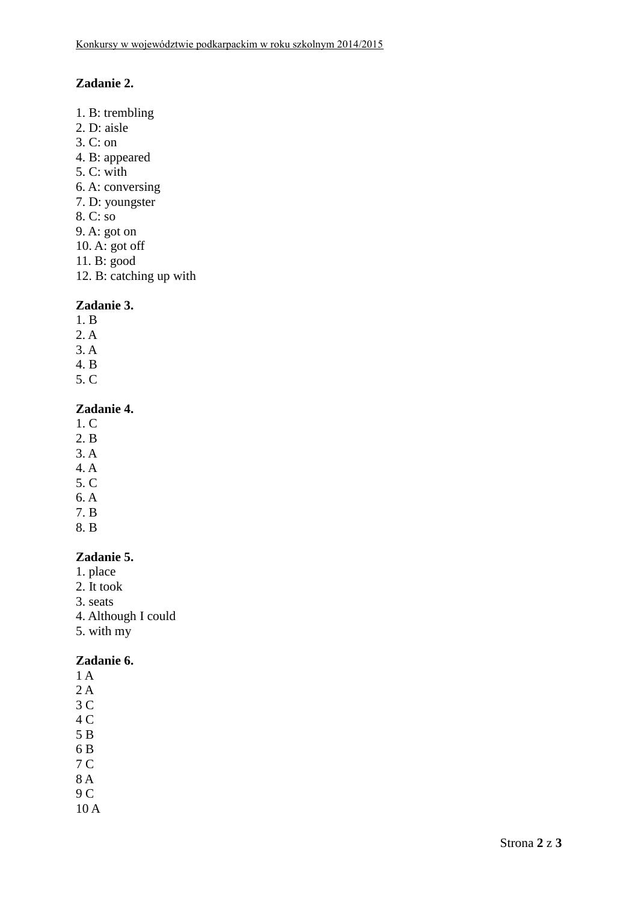**Zadanie 2.**

1. B: trembling
2. D: aisle
3. C: on
4. B: appeared
5. C: with
6. A: conversing
7. D: youngster
8. C: so
9. A: got on
10. A: got off
11. B: good
12. B: catching up with

**Zadanie 3.**

1. B
2. A
3. A
4. B
5. C

**Zadanie 4.**

1. C
2. B
3. A
4. A
5. C
6. A
7. B
8. B

**Zadanie 5.**

1. place
2. It took
3. seats
4. Although I could
5. with my

**Zadanie 6.**

1 A
2 A
3 C
4 C
5 B
6 B
7 C
8 A
9 C
10 A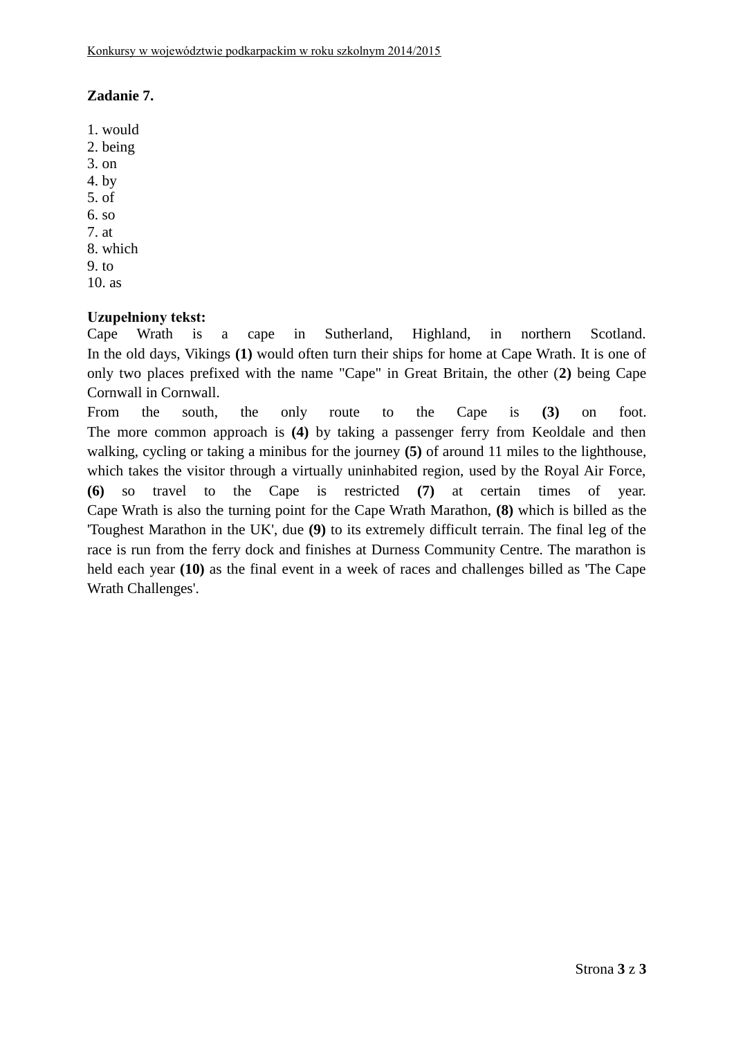**Zadanie 7.**

1. would
2. being
3. on
4. by
5. of
6. so
7. at
8. which
9. to
10. as

**Uzupełniony tekst:**

Cape Wrath is a cape in Sutherland, Highland, in northern Scotland. In the old days, Vikings **(1)** would often turn their ships for home at Cape Wrath. It is one of only two places prefixed with the name "Cape" in Great Britain, the other (**2)** being Cape Cornwall in Cornwall.

From the south, the only route to the Cape is **(3)** on foot. The more common approach is **(4)** by taking a passenger ferry from Keoldale and then walking, cycling or taking a minibus for the journey **(5)** of around 11 miles to the lighthouse, which takes the visitor through a virtually uninhabited region, used by the Royal Air Force, **(6)** so travel to the Cape is restricted **(7)** at certain times of year. Cape Wrath is also the turning point for the Cape Wrath Marathon, **(8)** which is billed as the 'Toughest Marathon in the UK', due **(9)** to its extremely difficult terrain. The final leg of the race is run from the ferry dock and finishes at Durness Community Centre. The marathon is held each year **(10)** as the final event in a week of races and challenges billed as 'The Cape Wrath Challenges'.